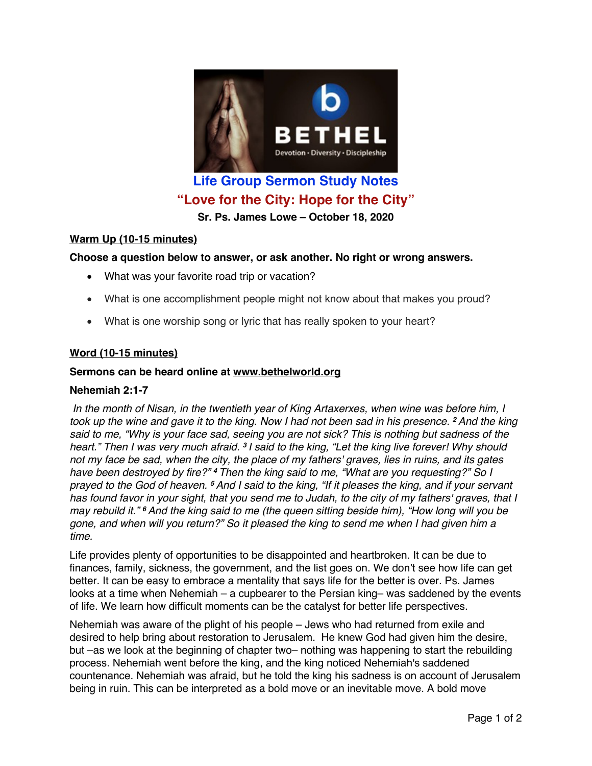# Life Group Sermon Study Notes

## "Love for the City: Hope for the City"

**Sr. Ps. James Lowe – October 18, 2020**

**Warm Up (10-15 minutes)**

**Choose a question below to answer, or ask another. No right or wrong answers.**

- What was your favorite road trip or vacation?
- What is one accomplishment people might not know about that makes you proud?
- What is one worship song or lyric that has really spoken to your heart?

**Word (10-15 minutes)**

**Sermons can be heard online at www.bethelworld.org**

**Nehemiah 2:1-7**

*In the month of Nisan, in the twentieth year of King Artaxerxes, when wine was before him, I took up the wine and gave it to the king. Now I had not been sad in his presence. [2] And the king said to me, "Why is your face sad, seeing you are not sick? This is nothing but sadness of the heart." Then I was very much afraid. [3] I said to the king, "Let the king live forever! Why should not my face be sad, when the city, the place of my fathers' graves, lies in ruins, and its gates have been destroyed by fire?" [4] Then the king said to me, "What are you requesting?" So I prayed to the God of heaven. [5] And I said to the king, "If it pleases the king, and if your servant has found favor in your sight, that you send me to Judah, to the city of my fathers' graves, that I may rebuild it." [6] And the king said to me (the queen sitting beside him), "How long will you be gone, and when will you return?" So it pleased the king to send me when I had given him a time.*

Life provides plenty of opportunities to be disappointed and heartbroken. It can be due to finances, family, sickness, the government, and the list goes on. We don't see how life can get better. It can be easy to embrace a mentality that says life for the better is over. Ps. James looks at a time when Nehemiah – a cupbearer to the Persian king– was saddened by the events of life. We learn how difficult moments can be the catalyst for better life perspectives.

Nehemiah was aware of the plight of his people – Jews who had returned from exile and desired to help bring about restoration to Jerusalem. He knew God had given him the desire, but –as we look at the beginning of chapter two– nothing was happening to start the rebuilding process. Nehemiah went before the king, and the king noticed Nehemiah's saddened countenance. Nehemiah was afraid, but he told the king his sadness is on account of Jerusalem being in ruin. This can be interpreted as a bold move or an inevitable move. A bold move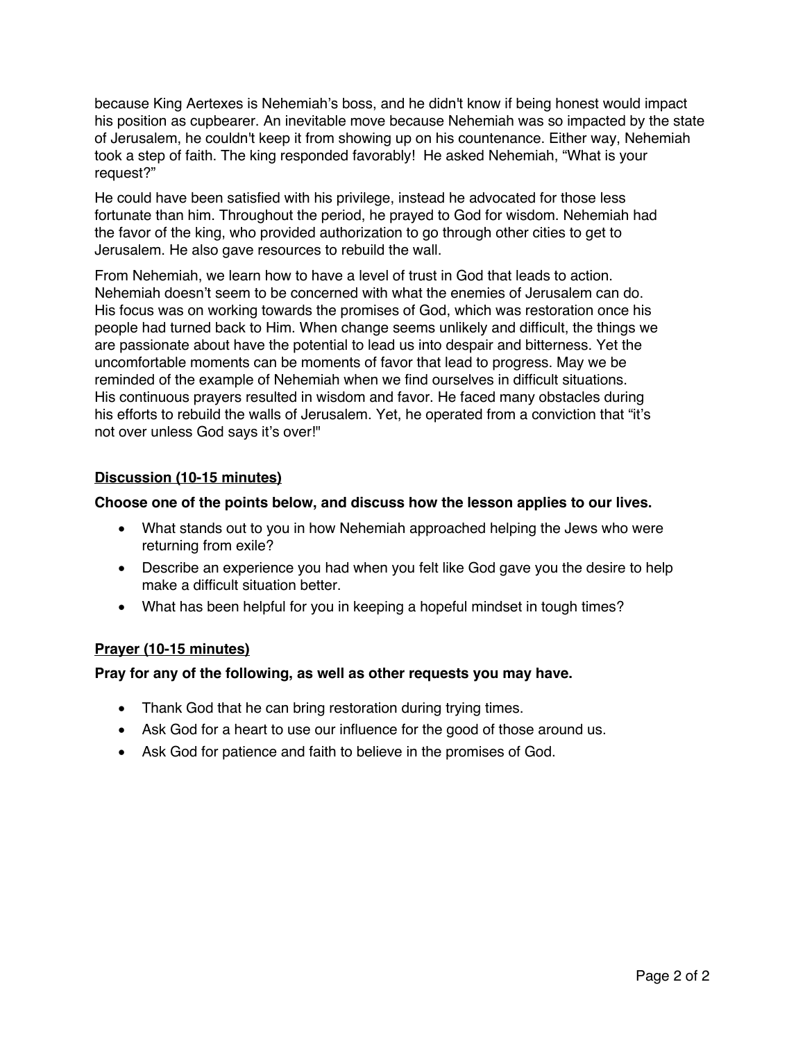because King Aertexes is Nehemiah's boss, and he didn't know if being honest would impact his position as cupbearer. An inevitable move because Nehemiah was so impacted by the state of Jerusalem, he couldn't keep it from showing up on his countenance. Either way, Nehemiah took a step of faith. The king responded favorably! He asked Nehemiah, "What is your request?"

He could have been satisfied with his privilege, instead he advocated for those less fortunate than him. Throughout the period, he prayed to God for wisdom. Nehemiah had the favor of the king, who provided authorization to go through other cities to get to Jerusalem. He also gave resources to rebuild the wall.

From Nehemiah, we learn how to have a level of trust in God that leads to action. Nehemiah doesn't seem to be concerned with what the enemies of Jerusalem can do. His focus was on working towards the promises of God, which was restoration once his people had turned back to Him. When change seems unlikely and difficult, the things we are passionate about have the potential to lead us into despair and bitterness. Yet the uncomfortable moments can be moments of favor that lead to progress. May we be reminded of the example of Nehemiah when we find ourselves in difficult situations. His continuous prayers resulted in wisdom and favor. He faced many obstacles during his efforts to rebuild the walls of Jerusalem. Yet, he operated from a conviction that "it's not over unless God says it's over!"

## Discussion (10-15 minutes)

**Choose one of the points below, and discuss how the lesson applies to our lives.**

- What stands out to you in how Nehemiah approached helping the Jews who were returning from exile?
- Describe an experience you had when you felt like God gave you the desire to help make a difficult situation better.
- What has been helpful for you in keeping a hopeful mindset in tough times?

## Prayer (10-15 minutes)

**Pray for any of the following, as well as other requests you may have.**

- Thank God that he can bring restoration during trying times.
- Ask God for a heart to use our influence for the good of those around us.
- Ask God for patience and faith to believe in the promises of God.